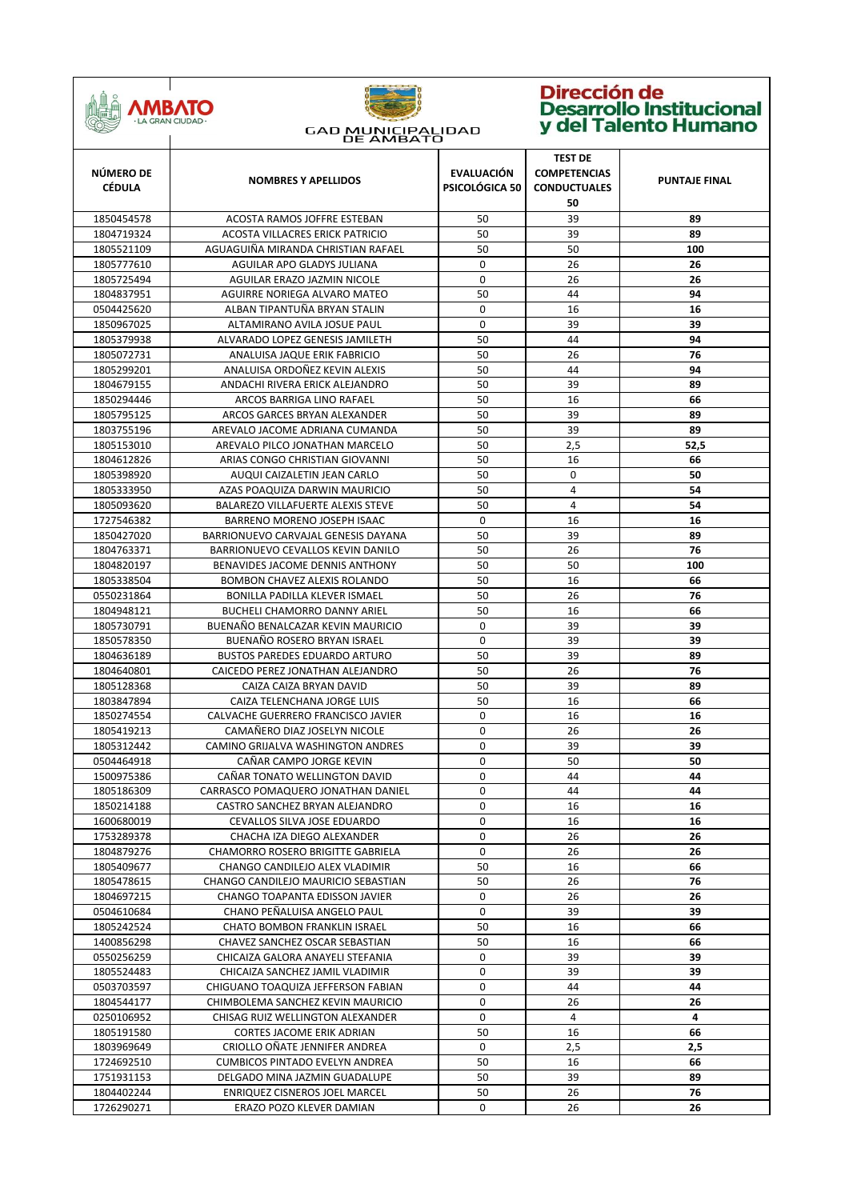AMBATO · LA GRAN CIUDAD ·

GAD MUNICIPALIDAD DE AMBATO

Dirección de Desarrollo Institucional y del Talento Humano

| NÚMERO DE CÉDULA | NOMBRES Y APELLIDOS | EVALUACIÓN PSICOLÓGICA 50 | TEST DE COMPETENCIAS CONDUCTUALES 50 | PUNTAJE FINAL |
|---|---|---|---|---|
| 1850454578 | ACOSTA RAMOS JOFFRE ESTEBAN | 50 | 39 | **89** |
| 1804719324 | ACOSTA VILLACRES ERICK PATRICIO | 50 | 39 | **89** |
| 1805521109 | AGUAGUIÑA MIRANDA CHRISTIAN RAFAEL | 50 | 50 | **100** |
| 1805777610 | AGUILAR APO GLADYS JULIANA | 0 | 26 | **26** |
| 1805725494 | AGUILAR ERAZO JAZMIN NICOLE | 0 | 26 | **26** |
| 1804837951 | AGUIRRE NORIEGA ALVARO MATEO | 50 | 44 | **94** |
| 0504425620 | ALBAN TIPANTUÑA BRYAN STALIN | 0 | 16 | **16** |
| 1850967025 | ALTAMIRANO AVILA JOSUE PAUL | 0 | 39 | **39** |
| 1805379938 | ALVARADO LOPEZ GENESIS JAMILETH | 50 | 44 | **94** |
| 1805072731 | ANALUISA JAQUE ERIK FABRICIO | 50 | 26 | **76** |
| 1805299201 | ANALUISA ORDOÑEZ KEVIN ALEXIS | 50 | 44 | **94** |
| 1804679155 | ANDACHI RIVERA ERICK ALEJANDRO | 50 | 39 | **89** |
| 1850294446 | ARCOS BARRIGA LINO RAFAEL | 50 | 16 | **66** |
| 1805795125 | ARCOS GARCES BRYAN ALEXANDER | 50 | 39 | **89** |
| 1803755196 | AREVALO JACOME ADRIANA CUMANDA | 50 | 39 | **89** |
| 1805153010 | AREVALO PILCO JONATHAN MARCELO | 50 | 2,5 | **52,5** |
| 1804612826 | ARIAS CONGO CHRISTIAN GIOVANNI | 50 | 16 | **66** |
| 1805398920 | AUQUI CAIZALETIN JEAN CARLO | 50 | 0 | **50** |
| 1805333950 | AZAS POAQUIZA DARWIN MAURICIO | 50 | 4 | **54** |
| 1805093620 | BALAREZO VILLAFUERTE ALEXIS STEVE | 50 | 4 | **54** |
| 1727546382 | BARRENO MORENO JOSEPH ISAAC | 0 | 16 | **16** |
| 1850427020 | BARRIONUEVO CARVAJAL GENESIS DAYANA | 50 | 39 | **89** |
| 1804763371 | BARRIONUEVO CEVALLOS KEVIN DANILO | 50 | 26 | **76** |
| 1804820197 | BENAVIDES JACOME DENNIS ANTHONY | 50 | 50 | **100** |
| 1805338504 | BOMBON CHAVEZ ALEXIS ROLANDO | 50 | 16 | **66** |
| 0550231864 | BONILLA PADILLA KLEVER ISMAEL | 50 | 26 | **76** |
| 1804948121 | BUCHELI CHAMORRO DANNY ARIEL | 50 | 16 | **66** |
| 1805730791 | BUENAÑO BENALCAZAR KEVIN MAURICIO | 0 | 39 | **39** |
| 1850578350 | BUENAÑO ROSERO BRYAN ISRAEL | 0 | 39 | **39** |
| 1804636189 | BUSTOS PAREDES EDUARDO ARTURO | 50 | 39 | **89** |
| 1804640801 | CAICEDO PEREZ JONATHAN ALEJANDRO | 50 | 26 | **76** |
| 1805128368 | CAIZA CAIZA BRYAN DAVID | 50 | 39 | **89** |
| 1803847894 | CAIZA TELENCHANA JORGE LUIS | 50 | 16 | **66** |
| 1850274554 | CALVACHE GUERRERO FRANCISCO JAVIER | 0 | 16 | **16** |
| 1805419213 | CAMAÑERO DIAZ JOSELYN NICOLE | 0 | 26 | **26** |
| 1805312442 | CAMINO GRIJALVA WASHINGTON ANDRES | 0 | 39 | **39** |
| 0504464918 | CAÑAR CAMPO JORGE KEVIN | 0 | 50 | **50** |
| 1500975386 | CAÑAR TONATO WELLINGTON DAVID | 0 | 44 | **44** |
| 1805186309 | CARRASCO POMAQUERO JONATHAN DANIEL | 0 | 44 | **44** |
| 1850214188 | CASTRO SANCHEZ BRYAN ALEJANDRO | 0 | 16 | **16** |
| 1600680019 | CEVALLOS SILVA JOSE EDUARDO | 0 | 16 | **16** |
| 1753289378 | CHACHA IZA DIEGO ALEXANDER | 0 | 26 | **26** |
| 1804879276 | CHAMORRO ROSERO BRIGITTE GABRIELA | 0 | 26 | **26** |
| 1805409677 | CHANGO CANDILEJO ALEX VLADIMIR | 50 | 16 | **66** |
| 1805478615 | CHANGO CANDILEJO MAURICIO SEBASTIAN | 50 | 26 | **76** |
| 1804697215 | CHANGO TOAPANTA EDISSON JAVIER | 0 | 26 | **26** |
| 0504610684 | CHANO PEÑALUISA ANGELO PAUL | 0 | 39 | **39** |
| 1805242524 | CHATO BOMBON FRANKLIN ISRAEL | 50 | 16 | **66** |
| 1400856298 | CHAVEZ SANCHEZ OSCAR SEBASTIAN | 50 | 16 | **66** |
| 0550256259 | CHICAIZA GALORA ANAYELI STEFANIA | 0 | 39 | **39** |
| 1805524483 | CHICAIZA SANCHEZ JAMIL VLADIMIR | 0 | 39 | **39** |
| 0503703597 | CHIGUANO TOAQUIZA JEFFERSON FABIAN | 0 | 44 | **44** |
| 1804544177 | CHIMBOLEMA SANCHEZ KEVIN MAURICIO | 0 | 26 | **26** |
| 0250106952 | CHISAG RUIZ WELLINGTON ALEXANDER | 0 | 4 | **4** |
| 1805191580 | CORTES JACOME ERIK ADRIAN | 50 | 16 | **66** |
| 1803969649 | CRIOLLO OÑATE JENNIFER ANDREA | 0 | 2,5 | **2,5** |
| 1724692510 | CUMBICOS PINTADO EVELYN ANDREA | 50 | 16 | **66** |
| 1751931153 | DELGADO MINA JAZMIN GUADALUPE | 50 | 39 | **89** |
| 1804402244 | ENRIQUEZ CISNEROS JOEL MARCEL | 50 | 26 | **76** |
| 1726290271 | ERAZO POZO KLEVER DAMIAN | 0 | 26 | **26** |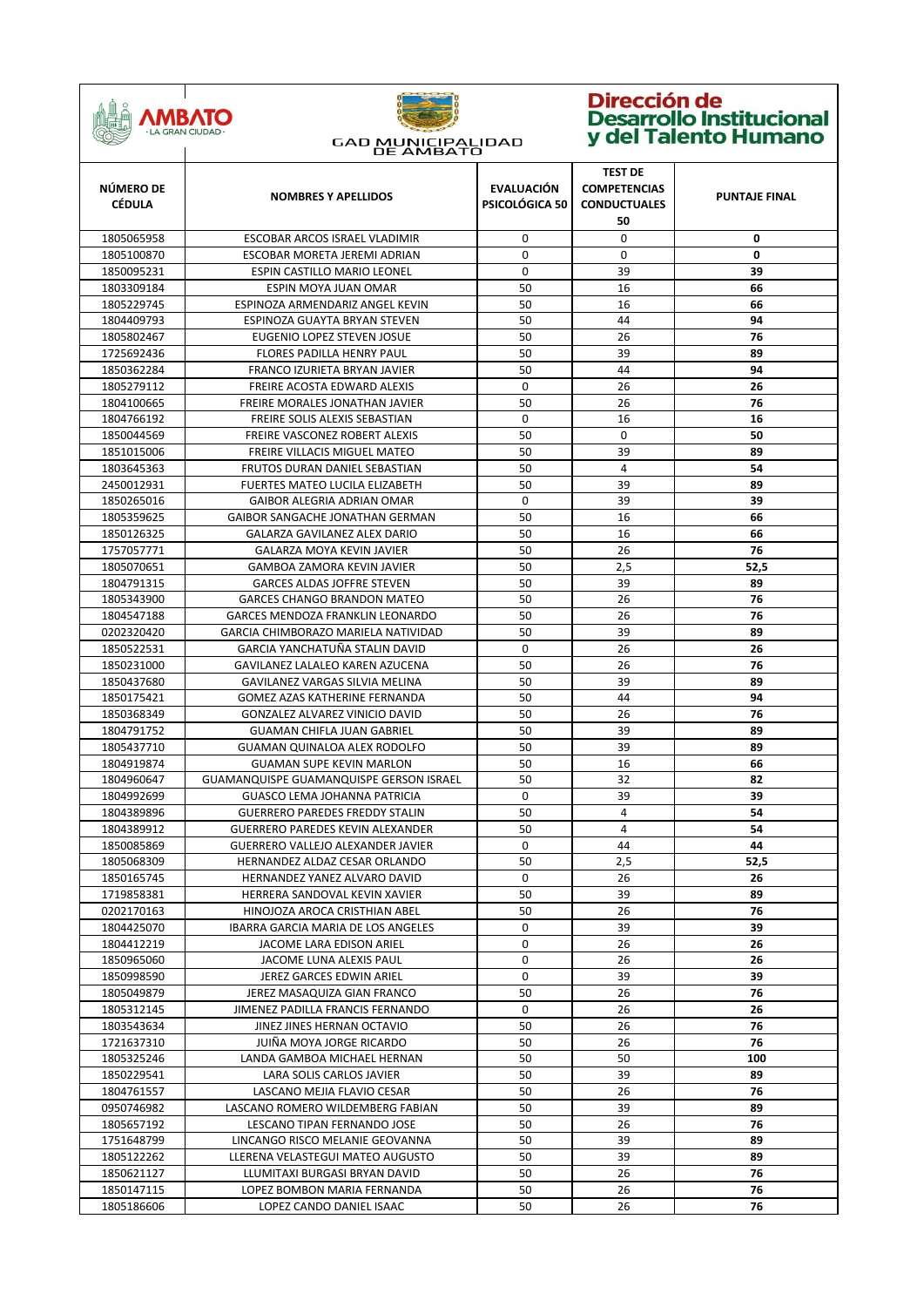| NÚMERO DE CÉDULA | NOMBRES Y APELLIDOS | EVALUACIÓN PSICOLÓGICA 50 | TEST DE COMPETENCIAS CONDUCTUALES 50 | PUNTAJE FINAL |
|---|---|---|---|---|
| 1805065958 | ESCOBAR ARCOS ISRAEL VLADIMIR | 0 | 0 | **0** |
| 1805100870 | ESCOBAR MORETA JEREMI ADRIAN | 0 | 0 | **0** |
| 1850095231 | ESPIN CASTILLO MARIO LEONEL | 0 | 39 | **39** |
| 1803309184 | ESPIN MOYA JUAN OMAR | 50 | 16 | **66** |
| 1805229745 | ESPINOZA ARMENDARIZ ANGEL KEVIN | 50 | 16 | **66** |
| 1804409793 | ESPINOZA GUAYTA BRYAN STEVEN | 50 | 44 | **94** |
| 1805802467 | EUGENIO LOPEZ STEVEN JOSUE | 50 | 26 | **76** |
| 1725692436 | FLORES PADILLA HENRY PAUL | 50 | 39 | **89** |
| 1850362284 | FRANCO IZURIETA BRYAN JAVIER | 50 | 44 | **94** |
| 1805279112 | FREIRE ACOSTA EDWARD ALEXIS | 0 | 26 | **26** |
| 1804100665 | FREIRE MORALES JONATHAN JAVIER | 50 | 26 | **76** |
| 1804766192 | FREIRE SOLIS ALEXIS SEBASTIAN | 0 | 16 | **16** |
| 1850044569 | FREIRE VASCONEZ ROBERT ALEXIS | 50 | 0 | **50** |
| 1851015006 | FREIRE VILLACIS MIGUEL MATEO | 50 | 39 | **89** |
| 1803645363 | FRUTOS DURAN DANIEL SEBASTIAN | 50 | 4 | **54** |
| 2450012931 | FUERTES MATEO LUCILA ELIZABETH | 50 | 39 | **89** |
| 1850265016 | GAIBOR ALEGRIA ADRIAN OMAR | 0 | 39 | **39** |
| 1805359625 | GAIBOR SANGACHE JONATHAN GERMAN | 50 | 16 | **66** |
| 1850126325 | GALARZA GAVILANEZ ALEX DARIO | 50 | 16 | **66** |
| 1757057771 | GALARZA MOYA KEVIN JAVIER | 50 | 26 | **76** |
| 1805070651 | GAMBOA ZAMORA KEVIN JAVIER | 50 | 2,5 | **52,5** |
| 1804791315 | GARCES ALDAS JOFFRE STEVEN | 50 | 39 | **89** |
| 1805343900 | GARCES CHANGO BRANDON MATEO | 50 | 26 | **76** |
| 1804547188 | GARCES MENDOZA FRANKLIN LEONARDO | 50 | 26 | **76** |
| 0202320420 | GARCIA CHIMBORAZO MARIELA NATIVIDAD | 50 | 39 | **89** |
| 1850522531 | GARCIA YANCHATUÑA STALIN DAVID | 0 | 26 | **26** |
| 1850231000 | GAVILANEZ LALALEO KAREN AZUCENA | 50 | 26 | **76** |
| 1850437680 | GAVILANEZ VARGAS SILVIA MELINA | 50 | 39 | **89** |
| 1850175421 | GOMEZ AZAS KATHERINE FERNANDA | 50 | 44 | **94** |
| 1850368349 | GONZALEZ ALVAREZ VINICIO DAVID | 50 | 26 | **76** |
| 1804791752 | GUAMAN CHIFLA JUAN GABRIEL | 50 | 39 | **89** |
| 1805437710 | GUAMAN QUINALOA ALEX RODOLFO | 50 | 39 | **89** |
| 1804919874 | GUAMAN SUPE KEVIN MARLON | 50 | 16 | **66** |
| 1804960647 | GUAMANQUISPE GUAMANQUISPE GERSON ISRAEL | 50 | 32 | **82** |
| 1804992699 | GUASCO LEMA JOHANNA PATRICIA | 0 | 39 | **39** |
| 1804389896 | GUERRERO PAREDES FREDDY STALIN | 50 | 4 | **54** |
| 1804389912 | GUERRERO PAREDES KEVIN ALEXANDER | 50 | 4 | **54** |
| 1850085869 | GUERRERO VALLEJO ALEXANDER JAVIER | 0 | 44 | **44** |
| 1805068309 | HERNANDEZ ALDAZ CESAR ORLANDO | 50 | 2,5 | **52,5** |
| 1850165745 | HERNANDEZ YANEZ ALVARO DAVID | 0 | 26 | **26** |
| 1719858381 | HERRERA SANDOVAL KEVIN XAVIER | 50 | 39 | **89** |
| 0202170163 | HINOJOZA AROCA CRISTHIAN ABEL | 50 | 26 | **76** |
| 1804425070 | IBARRA GARCIA MARIA DE LOS ANGELES | 0 | 39 | **39** |
| 1804412219 | JACOME LARA EDISON ARIEL | 0 | 26 | **26** |
| 1850965060 | JACOME LUNA ALEXIS PAUL | 0 | 26 | **26** |
| 1850998590 | JEREZ GARCES EDWIN ARIEL | 0 | 39 | **39** |
| 1805049879 | JEREZ MASAQUIZA GIAN FRANCO | 50 | 26 | **76** |
| 1805312145 | JIMENEZ PADILLA FRANCIS FERNANDO | 0 | 26 | **26** |
| 1803543634 | JINEZ JINES HERNAN OCTAVIO | 50 | 26 | **76** |
| 1721637310 | JUIÑA MOYA JORGE RICARDO | 50 | 26 | **76** |
| 1805325246 | LANDA GAMBOA MICHAEL HERNAN | 50 | 50 | **100** |
| 1850229541 | LARA SOLIS CARLOS JAVIER | 50 | 39 | **89** |
| 1804761557 | LASCANO MEJIA FLAVIO CESAR | 50 | 26 | **76** |
| 0950746982 | LASCANO ROMERO WILDEMBERG FABIAN | 50 | 39 | **89** |
| 1805657192 | LESCANO TIPAN FERNANDO JOSE | 50 | 26 | **76** |
| 1751648799 | LINCANGO RISCO MELANIE GEOVANNA | 50 | 39 | **89** |
| 1805122262 | LLERENA VELASTEGUI MATEO AUGUSTO | 50 | 39 | **89** |
| 1850621127 | LLUMITAXI BURGASI BRYAN DAVID | 50 | 26 | **76** |
| 1850147115 | LOPEZ BOMBON MARIA FERNANDA | 50 | 26 | **76** |
| 1805186606 | LOPEZ CANDO DANIEL ISAAC | 50 | 26 | **76** |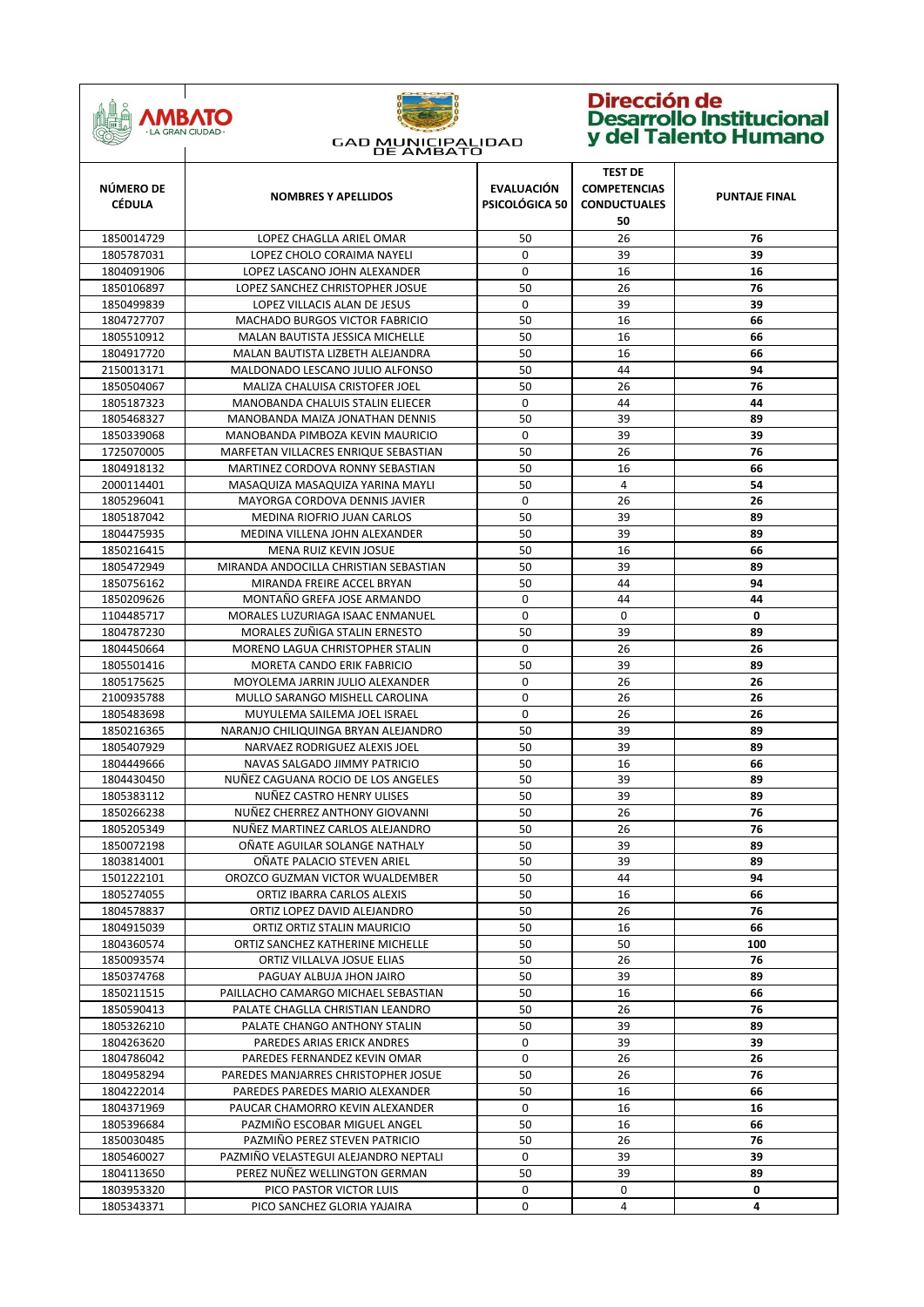| NÚMERO DE CÉDULA | NOMBRES Y APELLIDOS | EVALUACIÓN PSICOLÓGICA 50 | TEST DE COMPETENCIAS CONDUCTUALES 50 | PUNTAJE FINAL |
|---|---|---|---|---|
| 1850014729 | LOPEZ CHAGLLA ARIEL OMAR | 50 | 26 | **76** |
| 1805787031 | LOPEZ CHOLO CORAIMA NAYELI | 0 | 39 | **39** |
| 1804091906 | LOPEZ LASCANO JOHN ALEXANDER | 0 | 16 | **16** |
| 1850106897 | LOPEZ SANCHEZ CHRISTOPHER JOSUE | 50 | 26 | **76** |
| 1850499839 | LOPEZ VILLACIS ALAN DE JESUS | 0 | 39 | **39** |
| 1804727707 | MACHADO BURGOS VICTOR FABRICIO | 50 | 16 | **66** |
| 1805510912 | MALAN BAUTISTA JESSICA MICHELLE | 50 | 16 | **66** |
| 1804917720 | MALAN BAUTISTA LIZBETH ALEJANDRA | 50 | 16 | **66** |
| 2150013171 | MALDONADO LESCANO JULIO ALFONSO | 50 | 44 | **94** |
| 1850504067 | MALIZA CHALUISA CRISTOFER JOEL | 50 | 26 | **76** |
| 1805187323 | MANOBANDA CHALUIS STALIN ELIECER | 0 | 44 | **44** |
| 1805468327 | MANOBANDA MAIZA JONATHAN DENNIS | 50 | 39 | **89** |
| 1850339068 | MANOBANDA PIMBOZA KEVIN MAURICIO | 0 | 39 | **39** |
| 1725070005 | MARFETAN VILLACRES ENRIQUE SEBASTIAN | 50 | 26 | **76** |
| 1804918132 | MARTINEZ CORDOVA RONNY SEBASTIAN | 50 | 16 | **66** |
| 2000114401 | MASAQUIZA MASAQUIZA YARINA MAYLI | 50 | 4 | **54** |
| 1805296041 | MAYORGA CORDOVA DENNIS JAVIER | 0 | 26 | **26** |
| 1805187042 | MEDINA RIOFRIO JUAN CARLOS | 50 | 39 | **89** |
| 1804475935 | MEDINA VILLENA JOHN ALEXANDER | 50 | 39 | **89** |
| 1850216415 | MENA RUIZ KEVIN JOSUE | 50 | 16 | **66** |
| 1805472949 | MIRANDA ANDOCILLA CHRISTIAN SEBASTIAN | 50 | 39 | **89** |
| 1850756162 | MIRANDA FREIRE ACCEL BRYAN | 50 | 44 | **94** |
| 1850209626 | MONTAÑO GREFA JOSE ARMANDO | 0 | 44 | **44** |
| 1104485717 | MORALES LUZURIAGA ISAAC ENMANUEL | 0 | 0 | **0** |
| 1804787230 | MORALES ZUÑIGA STALIN ERNESTO | 50 | 39 | **89** |
| 1804450664 | MORENO LAGUA CHRISTOPHER STALIN | 0 | 26 | **26** |
| 1805501416 | MORETA CANDO ERIK FABRICIO | 50 | 39 | **89** |
| 1805175625 | MOYOLEMA JARRIN JULIO ALEXANDER | 0 | 26 | **26** |
| 2100935788 | MULLO SARANGO MISHELL CAROLINA | 0 | 26 | **26** |
| 1805483698 | MUYULEMA SAILEMA JOEL ISRAEL | 0 | 26 | **26** |
| 1850216365 | NARANJO CHILIQUINGA BRYAN ALEJANDRO | 50 | 39 | **89** |
| 1805407929 | NARVAEZ RODRIGUEZ ALEXIS JOEL | 50 | 39 | **89** |
| 1804449666 | NAVAS SALGADO JIMMY PATRICIO | 50 | 16 | **66** |
| 1804430450 | NUÑEZ CAGUANA ROCIO DE LOS ANGELES | 50 | 39 | **89** |
| 1805383112 | NUÑEZ CASTRO HENRY ULISES | 50 | 39 | **89** |
| 1850266238 | NUÑEZ CHERREZ ANTHONY GIOVANNI | 50 | 26 | **76** |
| 1805205349 | NUÑEZ MARTINEZ CARLOS ALEJANDRO | 50 | 26 | **76** |
| 1850072198 | OÑATE AGUILAR SOLANGE NATHALY | 50 | 39 | **89** |
| 1803814001 | OÑATE PALACIO STEVEN ARIEL | 50 | 39 | **89** |
| 1501222101 | OROZCO GUZMAN VICTOR WUALDEMBER | 50 | 44 | **94** |
| 1805274055 | ORTIZ IBARRA CARLOS ALEXIS | 50 | 16 | **66** |
| 1804578837 | ORTIZ LOPEZ DAVID ALEJANDRO | 50 | 26 | **76** |
| 1804915039 | ORTIZ ORTIZ STALIN MAURICIO | 50 | 16 | **66** |
| 1804360574 | ORTIZ SANCHEZ KATHERINE MICHELLE | 50 | 50 | **100** |
| 1850093574 | ORTIZ VILLALVA JOSUE ELIAS | 50 | 26 | **76** |
| 1850374768 | PAGUAY ALBUJA JHON JAIRO | 50 | 39 | **89** |
| 1850211515 | PAILLACHO CAMARGO MICHAEL SEBASTIAN | 50 | 16 | **66** |
| 1850590413 | PALATE CHAGLLA CHRISTIAN LEANDRO | 50 | 26 | **76** |
| 1805326210 | PALATE CHANGO ANTHONY STALIN | 50 | 39 | **89** |
| 1804263620 | PAREDES ARIAS ERICK ANDRES | 0 | 39 | **39** |
| 1804786042 | PAREDES FERNANDEZ KEVIN OMAR | 0 | 26 | **26** |
| 1804958294 | PAREDES MANJARRES CHRISTOPHER JOSUE | 50 | 26 | **76** |
| 1804222014 | PAREDES PAREDES MARIO ALEXANDER | 50 | 16 | **66** |
| 1804371969 | PAUCAR CHAMORRO KEVIN ALEXANDER | 0 | 16 | **16** |
| 1805396684 | PAZMIÑO ESCOBAR MIGUEL ANGEL | 50 | 16 | **66** |
| 1850030485 | PAZMIÑO PEREZ STEVEN PATRICIO | 50 | 26 | **76** |
| 1805460027 | PAZMIÑO VELASTEGUI ALEJANDRO NEPTALI | 0 | 39 | **39** |
| 1804113650 | PEREZ NUÑEZ WELLINGTON GERMAN | 50 | 39 | **89** |
| 1803953320 | PICO PASTOR VICTOR LUIS | 0 | 0 | **0** |
| 1805343371 | PICO SANCHEZ GLORIA YAJAIRA | 0 | 4 | **4** |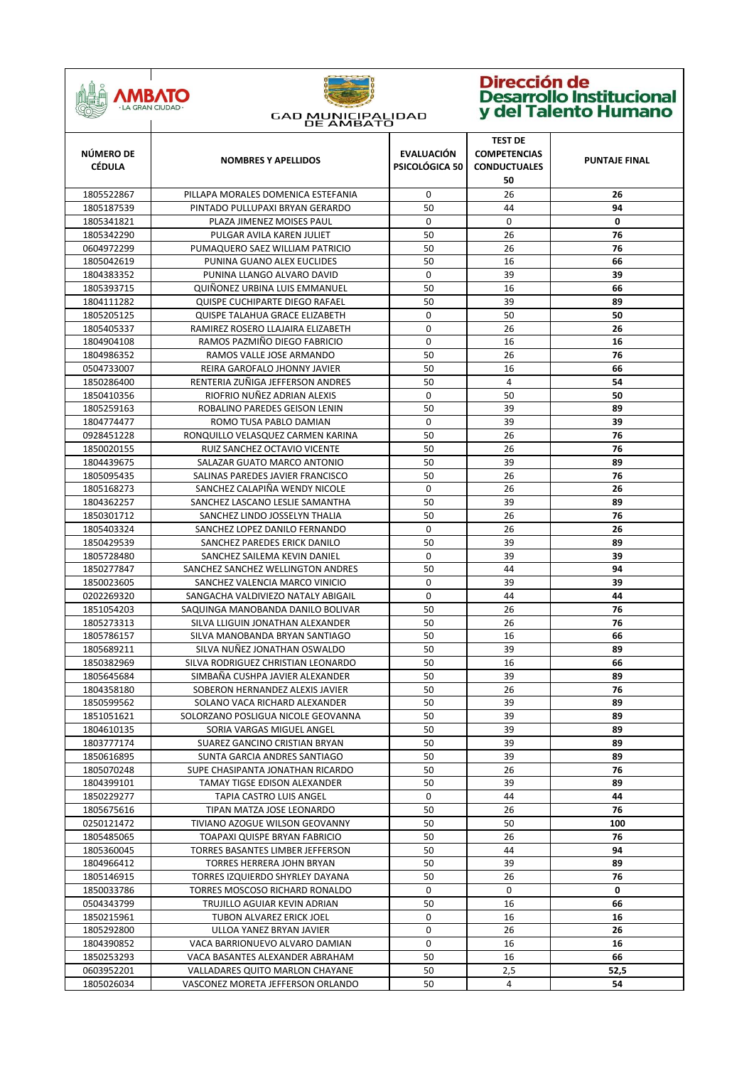| NÚMERO DE CÉDULA | NOMBRES Y APELLIDOS | EVALUACIÓN PSICOLÓGICA 50 | TEST DE COMPETENCIAS CONDUCTUALES 50 | PUNTAJE FINAL |
|---|---|---|---|---|
| 1805522867 | PILLAPA MORALES DOMENICA ESTEFANIA | 0 | 26 | **26** |
| 1805187539 | PINTADO PULLUPAXI BRYAN GERARDO | 50 | 44 | **94** |
| 1805341821 | PLAZA JIMENEZ MOISES PAUL | 0 | 0 | **0** |
| 1805342290 | PULGAR AVILA KAREN JULIET | 50 | 26 | **76** |
| 0604972299 | PUMAQUERO SAEZ WILLIAM PATRICIO | 50 | 26 | **76** |
| 1805042619 | PUNINA GUANO ALEX EUCLIDES | 50 | 16 | **66** |
| 1804383352 | PUNINA LLANGO ALVARO DAVID | 0 | 39 | **39** |
| 1805393715 | QUIÑONEZ URBINA LUIS EMMANUEL | 50 | 16 | **66** |
| 1804111282 | QUISPE CUCHIPARTE DIEGO RAFAEL | 50 | 39 | **89** |
| 1805205125 | QUISPE TALAHUA GRACE ELIZABETH | 0 | 50 | **50** |
| 1805405337 | RAMIREZ ROSERO LLAJAIRA ELIZABETH | 0 | 26 | **26** |
| 1804904108 | RAMOS PAZMIÑO DIEGO FABRICIO | 0 | 16 | **16** |
| 1804986352 | RAMOS VALLE JOSE ARMANDO | 50 | 26 | **76** |
| 0504733007 | REIRA GAROFALO JHONNY JAVIER | 50 | 16 | **66** |
| 1850286400 | RENTERIA ZUÑIGA JEFFERSON ANDRES | 50 | 4 | **54** |
| 1850410356 | RIOFRIO NUÑEZ ADRIAN ALEXIS | 0 | 50 | **50** |
| 1805259163 | ROBALINO PAREDES GEISON LENIN | 50 | 39 | **89** |
| 1804774477 | ROMO TUSA PABLO DAMIAN | 0 | 39 | **39** |
| 0928451228 | RONQUILLO VELASQUEZ CARMEN KARINA | 50 | 26 | **76** |
| 1850020155 | RUIZ SANCHEZ OCTAVIO VICENTE | 50 | 26 | **76** |
| 1804439675 | SALAZAR GUATO MARCO ANTONIO | 50 | 39 | **89** |
| 1805095435 | SALINAS PAREDES JAVIER FRANCISCO | 50 | 26 | **76** |
| 1805168273 | SANCHEZ CALAPIÑA WENDY NICOLE | 0 | 26 | **26** |
| 1804362257 | SANCHEZ LASCANO LESLIE SAMANTHA | 50 | 39 | **89** |
| 1850301712 | SANCHEZ LINDO JOSSELYN THALIA | 50 | 26 | **76** |
| 1805403324 | SANCHEZ LOPEZ DANILO FERNANDO | 0 | 26 | **26** |
| 1850429539 | SANCHEZ PAREDES ERICK DANILO | 50 | 39 | **89** |
| 1805728480 | SANCHEZ SAILEMA KEVIN DANIEL | 0 | 39 | **39** |
| 1850277847 | SANCHEZ SANCHEZ WELLINGTON ANDRES | 50 | 44 | **94** |
| 1850023605 | SANCHEZ VALENCIA MARCO VINICIO | 0 | 39 | **39** |
| 0202269320 | SANGACHA VALDIVIEZO NATALY ABIGAIL | 0 | 44 | **44** |
| 1851054203 | SAQUINGA MANOBANDA DANILO BOLIVAR | 50 | 26 | **76** |
| 1805273313 | SILVA LLIGUIN JONATHAN ALEXANDER | 50 | 26 | **76** |
| 1805786157 | SILVA MANOBANDA BRYAN SANTIAGO | 50 | 16 | **66** |
| 1805689211 | SILVA NUÑEZ JONATHAN OSWALDO | 50 | 39 | **89** |
| 1850382969 | SILVA RODRIGUEZ CHRISTIAN LEONARDO | 50 | 16 | **66** |
| 1805645684 | SIMBAÑA CUSHPA JAVIER ALEXANDER | 50 | 39 | **89** |
| 1804358180 | SOBERON HERNANDEZ ALEXIS JAVIER | 50 | 26 | **76** |
| 1850599562 | SOLANO VACA RICHARD ALEXANDER | 50 | 39 | **89** |
| 1851051621 | SOLORZANO POSLIGUA NICOLE GEOVANNA | 50 | 39 | **89** |
| 1804610135 | SORIA VARGAS MIGUEL ANGEL | 50 | 39 | **89** |
| 1803777174 | SUAREZ GANCINO CRISTIAN BRYAN | 50 | 39 | **89** |
| 1850616895 | SUNTA GARCIA ANDRES SANTIAGO | 50 | 39 | **89** |
| 1805070248 | SUPE CHASIPANTA JONATHAN RICARDO | 50 | 26 | **76** |
| 1804399101 | TAMAY TIGSE EDISON ALEXANDER | 50 | 39 | **89** |
| 1850229277 | TAPIA CASTRO LUIS ANGEL | 0 | 44 | **44** |
| 1805675616 | TIPAN MATZA JOSE LEONARDO | 50 | 26 | **76** |
| 0250121472 | TIVIANO AZOGUE WILSON GEOVANNY | 50 | 50 | **100** |
| 1805485065 | TOAPAXI QUISPE BRYAN FABRICIO | 50 | 26 | **76** |
| 1805360045 | TORRES BASANTES LIMBER JEFFERSON | 50 | 44 | **94** |
| 1804966412 | TORRES HERRERA JOHN BRYAN | 50 | 39 | **89** |
| 1805146915 | TORRES IZQUIERDO SHYRLEY DAYANA | 50 | 26 | **76** |
| 1850033786 | TORRES MOSCOSO RICHARD RONALDO | 0 | 0 | **0** |
| 0504343799 | TRUJILLO AGUIAR KEVIN ADRIAN | 50 | 16 | **66** |
| 1850215961 | TUBON ALVAREZ ERICK JOEL | 0 | 16 | **16** |
| 1805292800 | ULLOA YANEZ BRYAN JAVIER | 0 | 26 | **26** |
| 1804390852 | VACA BARRIONUEVO ALVARO DAMIAN | 0 | 16 | **16** |
| 1850253293 | VACA BASANTES ALEXANDER ABRAHAM | 50 | 16 | **66** |
| 0603952201 | VALLADARES QUITO MARLON CHAYANE | 50 | 2,5 | **52,5** |
| 1805026034 | VASCONEZ MORETA JEFFERSON ORLANDO | 50 | 4 | **54** |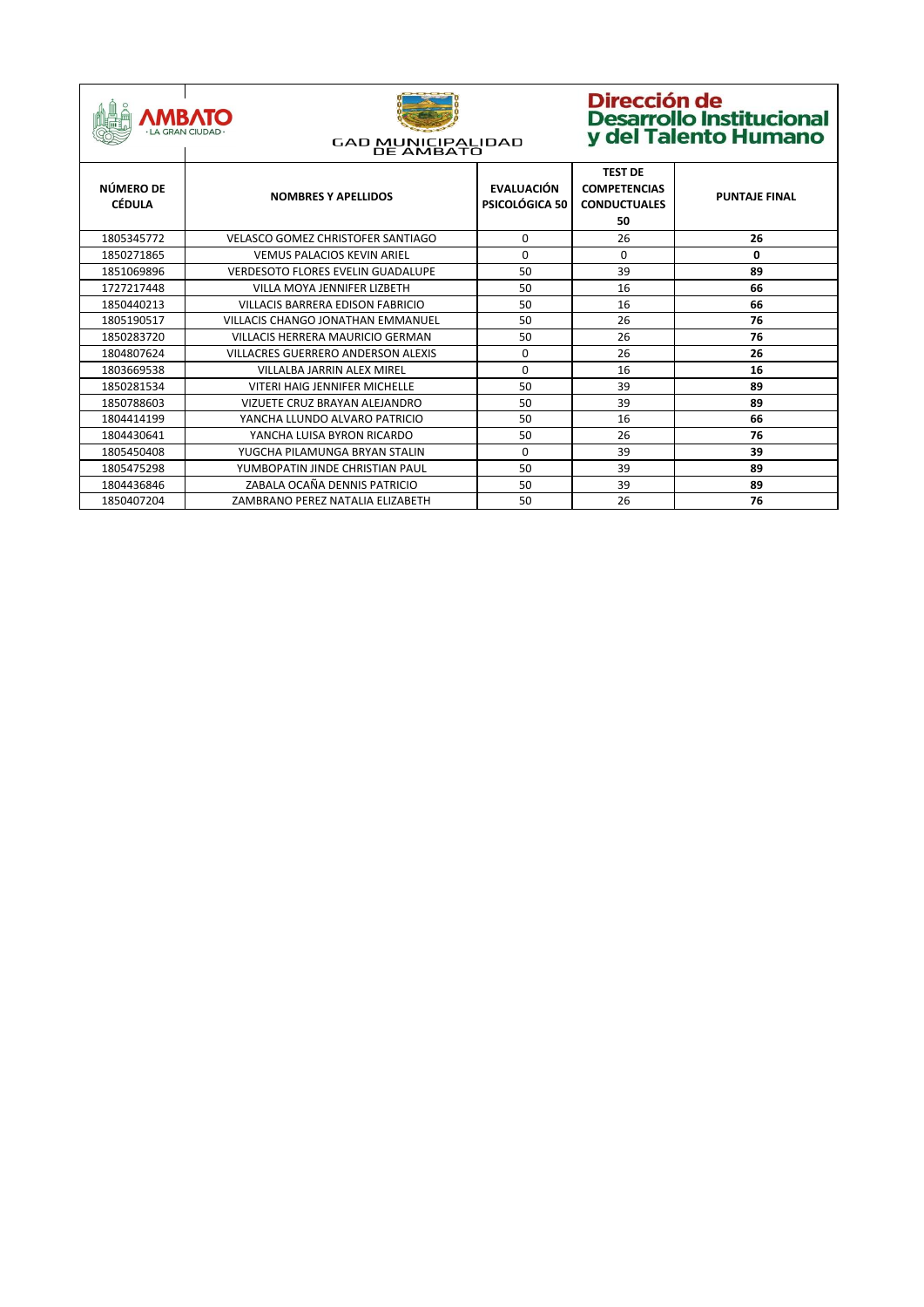| NÚMERO DE CÉDULA | NOMBRES Y APELLIDOS | EVALUACIÓN PSICOLÓGICA 50 | TEST DE COMPETENCIAS CONDUCTUALES 50 | PUNTAJE FINAL |
|---|---|---|---|---|
| 1805345772 | VELASCO GOMEZ CHRISTOFER SANTIAGO | 0 | 26 | **26** |
| 1850271865 | VEMUS PALACIOS KEVIN ARIEL | 0 | 0 | **0** |
| 1851069896 | VERDESOTO FLORES EVELIN GUADALUPE | 50 | 39 | **89** |
| 1727217448 | VILLA MOYA JENNIFER LIZBETH | 50 | 16 | **66** |
| 1850440213 | VILLACIS BARRERA EDISON FABRICIO | 50 | 16 | **66** |
| 1805190517 | VILLACIS CHANGO JONATHAN EMMANUEL | 50 | 26 | **76** |
| 1850283720 | VILLACIS HERRERA MAURICIO GERMAN | 50 | 26 | **76** |
| 1804807624 | VILLACRES GUERRERO ANDERSON ALEXIS | 0 | 26 | **26** |
| 1803669538 | VILLALBA JARRIN ALEX MIREL | 0 | 16 | **16** |
| 1850281534 | VITERI HAIG JENNIFER MICHELLE | 50 | 39 | **89** |
| 1850788603 | VIZUETE CRUZ BRAYAN ALEJANDRO | 50 | 39 | **89** |
| 1804414199 | YANCHA LLUNDO ALVARO PATRICIO | 50 | 16 | **66** |
| 1804430641 | YANCHA LUISA BYRON RICARDO | 50 | 26 | **76** |
| 1805450408 | YUGCHA PILAMUNGA BRYAN STALIN | 0 | 39 | **39** |
| 1805475298 | YUMBOPATIN JINDE CHRISTIAN PAUL | 50 | 39 | **89** |
| 1804436846 | ZABALA OCAÑA DENNIS PATRICIO | 50 | 39 | **89** |
| 1850407204 | ZAMBRANO PEREZ NATALIA ELIZABETH | 50 | 26 | **76** |